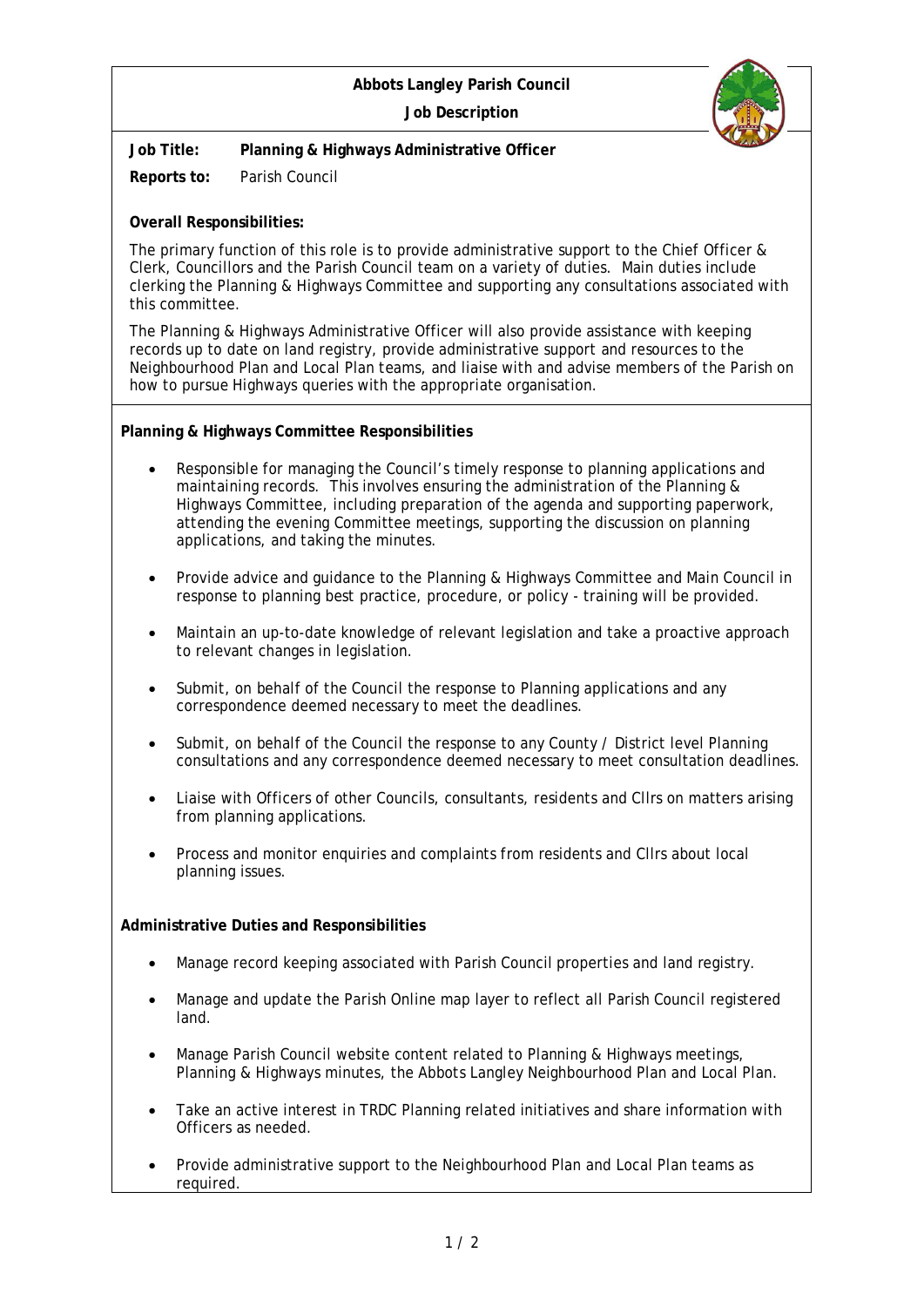**Abbots Langley Parish Council**

**Job Description**

**Job Title:** **Planning & Highways Administrative Officer**

**Reports to:** Parish Council

**Overall Responsibilities:**

The primary function of this role is to provide administrative support to the Chief Officer & Clerk, Councillors and the Parish Council team on a variety of duties. Main duties include clerking the Planning & Highways Committee and supporting any consultations associated with this committee.

The Planning & Highways Administrative Officer will also provide assistance with keeping records up to date on land registry, provide administrative support and resources to the Neighbourhood Plan and Local Plan teams, and liaise with and advise members of the Parish on how to pursue Highways queries with the appropriate organisation.

**Planning & Highways Committee Responsibilities**

- Responsible for managing the Council's timely response to planning applications and maintaining records. This involves ensuring the administration of the Planning & Highways Committee, including preparation of the agenda and supporting paperwork, attending the evening Committee meetings, supporting the discussion on planning applications, and taking the minutes.
- Provide advice and guidance to the Planning & Highways Committee and Main Council in response to planning best practice, procedure, or policy - training will be provided.
- Maintain an up-to-date knowledge of relevant legislation and take a proactive approach to relevant changes in legislation.
- Submit, on behalf of the Council the response to Planning applications and any correspondence deemed necessary to meet the deadlines.
- Submit, on behalf of the Council the response to any County / District level Planning consultations and any correspondence deemed necessary to meet consultation deadlines.
- Liaise with Officers of other Councils, consultants, residents and Cllrs on matters arising from planning applications.
- Process and monitor enquiries and complaints from residents and Cllrs about local planning issues.

**Administrative Duties and Responsibilities**

- Manage record keeping associated with Parish Council properties and land registry.
- Manage and update the Parish Online map layer to reflect all Parish Council registered land.
- Manage Parish Council website content related to Planning & Highways meetings, Planning & Highways minutes, the Abbots Langley Neighbourhood Plan and Local Plan.
- Take an active interest in TRDC Planning related initiatives and share information with Officers as needed.
- Provide administrative support to the Neighbourhood Plan and Local Plan teams as required.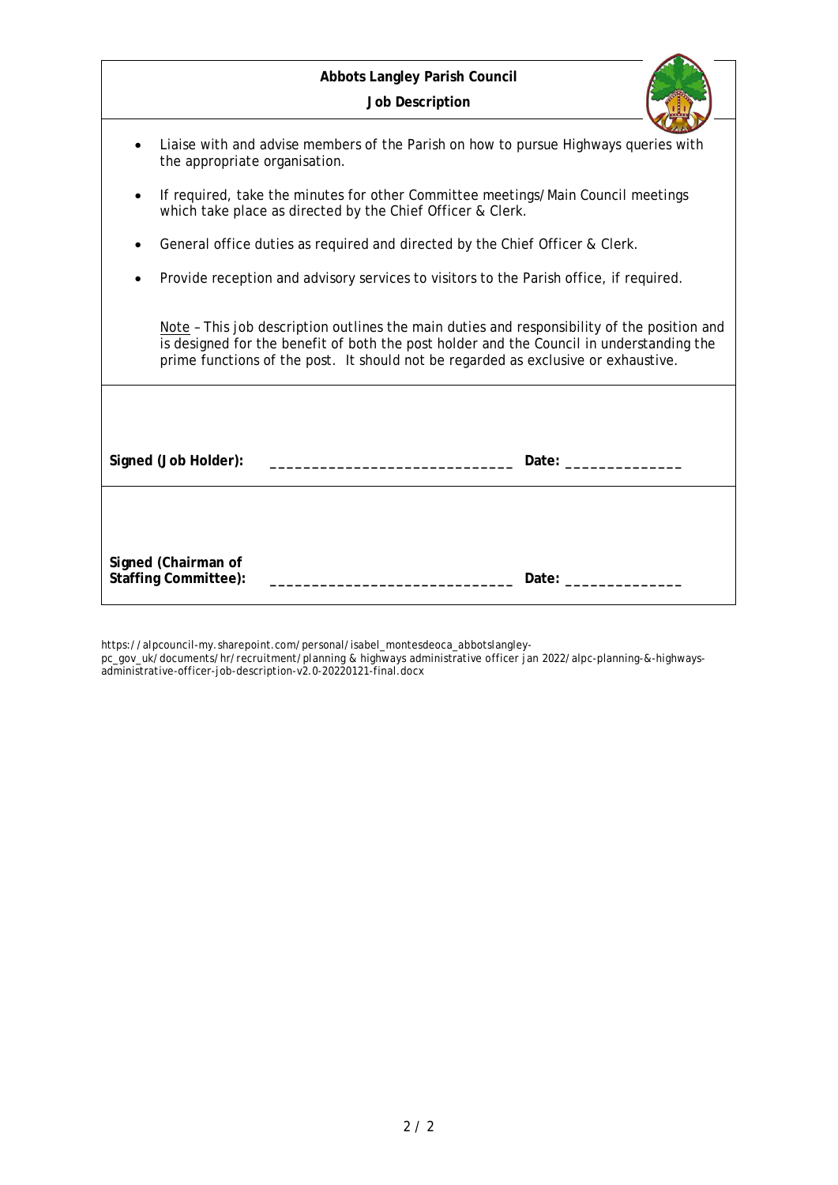**Abbots Langley Parish Council**

**Job Description**

- Liaise with and advise members of the Parish on how to pursue Highways queries with the appropriate organisation.
- If required, take the minutes for other Committee meetings/Main Council meetings which take place as directed by the Chief Officer & Clerk.
- General office duties as required and directed by the Chief Officer & Clerk.
- Provide reception and advisory services to visitors to the Parish office, if required.

Note – This job description outlines the main duties and responsibility of the position and is designed for the benefit of both the post holder and the Council in understanding the prime functions of the post. It should not be regarded as exclusive or exhaustive.

**Signed (Job Holder):** _____________________________ Date: ______________

**Signed (Chairman of Staffing Committee):** _____________________________ Date: ______________

https://alpcouncil-my.sharepoint.com/personal/isabel_montesdeoca_abbotslangley-pc_gov_uk/documents/hr/recruitment/planning & highways administrative officer jan 2022/alpc-planning-&-highways-administrative-officer-job-description-v2.0-20220121-final.docx